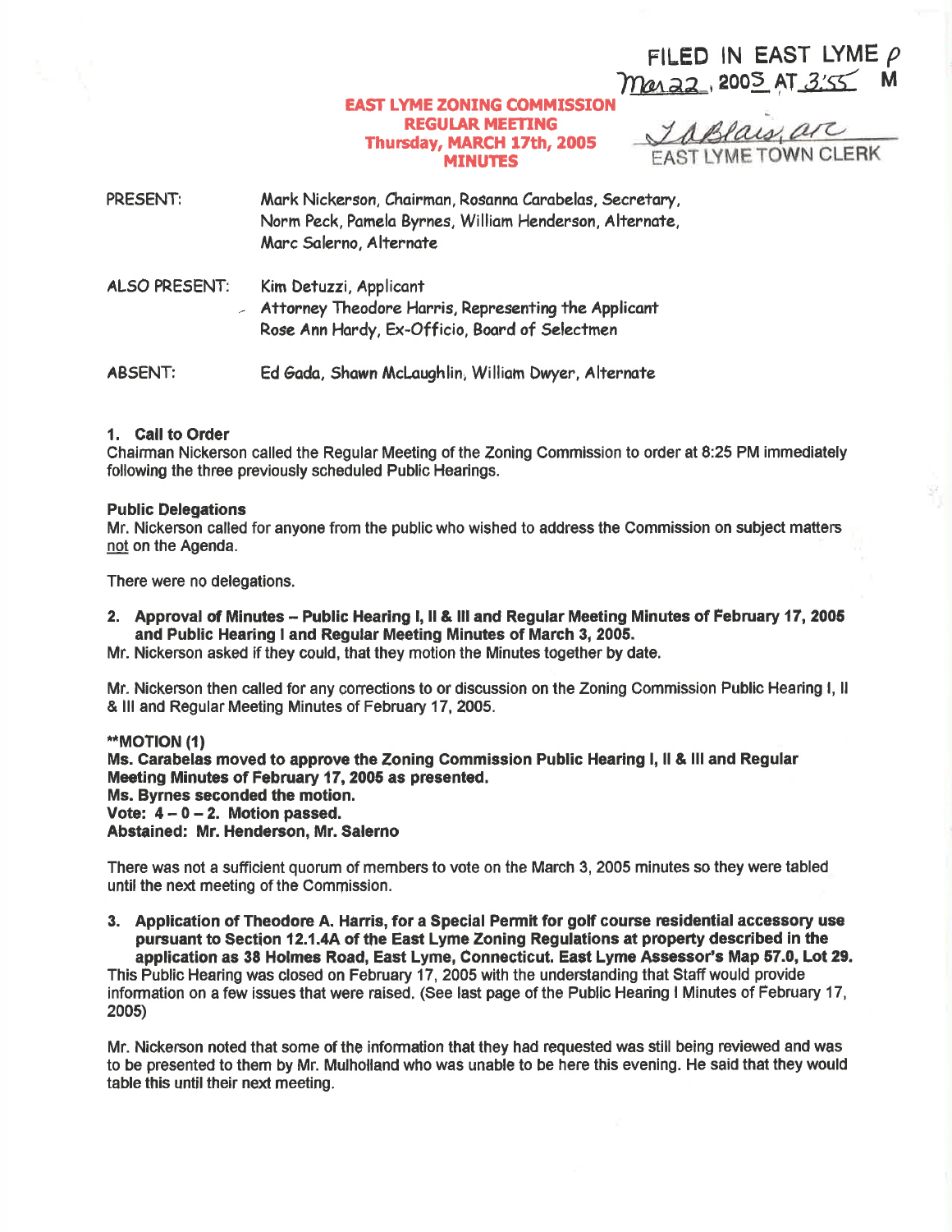FILED IN EAST LYME P
Mar 22, 2005 AT 3:55 M

IA Blais, arc
EAST LYME TOWN CLERK

# EAST LYME ZONING COMMISSION
## REGULAR MEETING
## Thursday, MARCH 17th, 2005
## MINUTES

PRESENT: Mark Nickerson, Chairman, Rosanna Carabelas, Secretary, Norm Peck, Pamela Byrnes, William Henderson, Alternate, Marc Salerno, Alternate

ALSO PRESENT: Kim Detuzzi, Applicant
Attorney Theodore Harris, Representing the Applicant
Rose Ann Hardy, Ex-Officio, Board of Selectmen

ABSENT: Ed Gada, Shawn McLaughlin, William Dwyer, Alternate

**1. Call to Order**

Chairman Nickerson called the Regular Meeting of the Zoning Commission to order at 8:25 PM immediately following the three previously scheduled Public Hearings.

**Public Delegations**

Mr. Nickerson called for anyone from the public who wished to address the Commission on subject matters not on the Agenda.

There were no delegations.

**2. Approval of Minutes – Public Hearing I, II & III and Regular Meeting Minutes of February 17, 2005 and Public Hearing I and Regular Meeting Minutes of March 3, 2005.**

Mr. Nickerson asked if they could, that they motion the Minutes together by date.

Mr. Nickerson then called for any corrections to or discussion on the Zoning Commission Public Hearing I, II & III and Regular Meeting Minutes of February 17, 2005.

**\*\*MOTION (1)**
**Ms. Carabelas moved to approve the Zoning Commission Public Hearing I, II & III and Regular Meeting Minutes of February 17, 2005 as presented.**
**Ms. Byrnes seconded the motion.**
**Vote: 4 – 0 – 2. Motion passed.**
**Abstained: Mr. Henderson, Mr. Salerno**

There was not a sufficient quorum of members to vote on the March 3, 2005 minutes so they were tabled until the next meeting of the Commission.

**3. Application of Theodore A. Harris, for a Special Permit for golf course residential accessory use pursuant to Section 12.1.4A of the East Lyme Zoning Regulations at property described in the application as 38 Holmes Road, East Lyme, Connecticut. East Lyme Assessor's Map 57.0, Lot 29.**

This Public Hearing was closed on February 17, 2005 with the understanding that Staff would provide information on a few issues that were raised. (See last page of the Public Hearing I Minutes of February 17, 2005)

Mr. Nickerson noted that some of the information that they had requested was still being reviewed and was to be presented to them by Mr. Mulholland who was unable to be here this evening. He said that they would table this until their next meeting.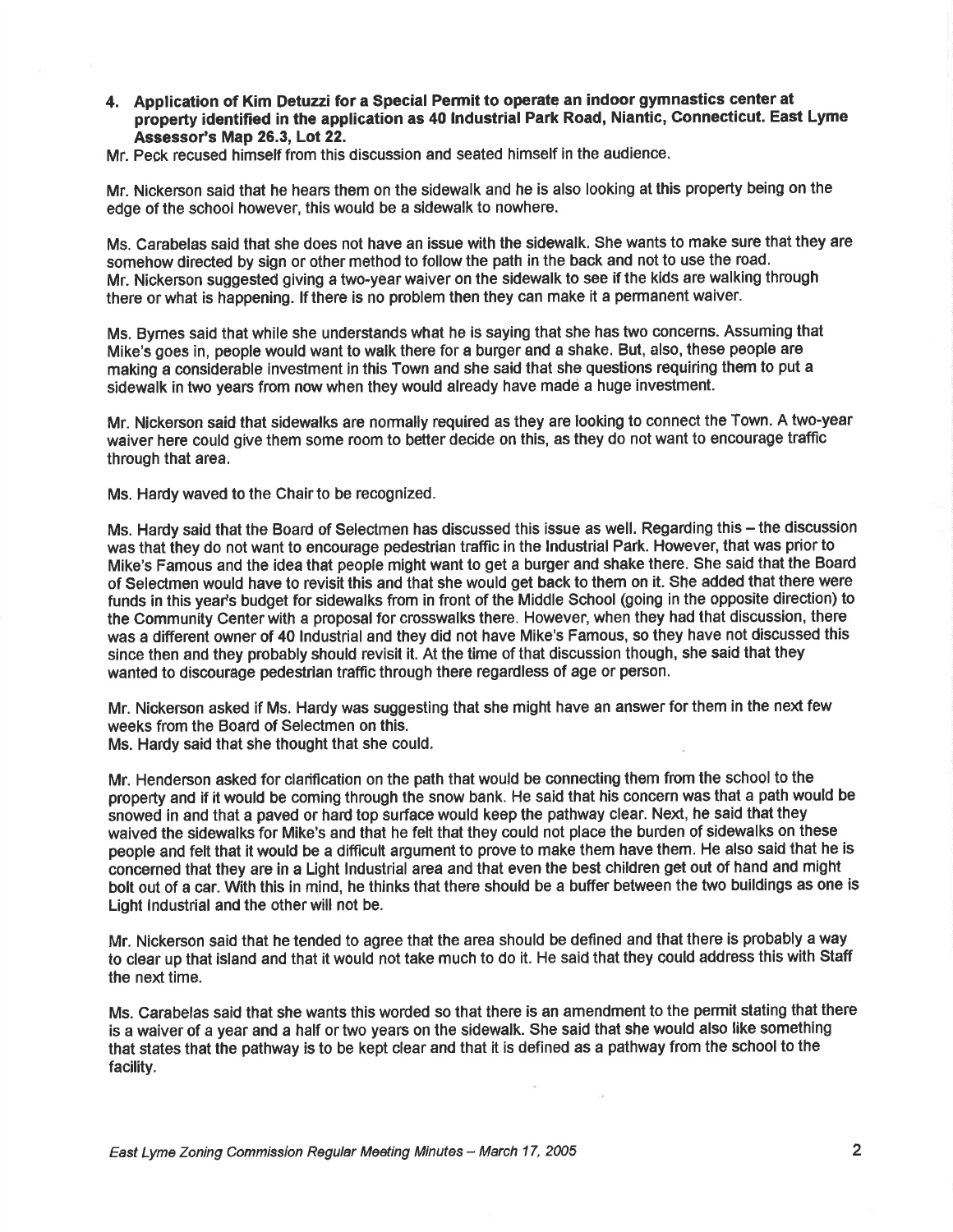4. **Application of Kim Detuzzi for a Special Permit to operate an indoor gymnastics center at property identified in the application as 40 Industrial Park Road, Niantic, Connecticut. East Lyme Assessor's Map 26.3, Lot 22.**

Mr. Peck recused himself from this discussion and seated himself in the audience.

Mr. Nickerson said that he hears them on the sidewalk and he is also looking at this property being on the edge of the school however, this would be a sidewalk to nowhere.

Ms. Carabelas said that she does not have an issue with the sidewalk. She wants to make sure that they are somehow directed by sign or other method to follow the path in the back and not to use the road.
Mr. Nickerson suggested giving a two-year waiver on the sidewalk to see if the kids are walking through there or what is happening. If there is no problem then they can make it a permanent waiver.

Ms. Byrnes said that while she understands what he is saying that she has two concerns. Assuming that Mike's goes in, people would want to walk there for a burger and a shake. But, also, these people are making a considerable investment in this Town and she said that she questions requiring them to put a sidewalk in two years from now when they would already have made a huge investment.

Mr. Nickerson said that sidewalks are normally required as they are looking to connect the Town. A two-year waiver here could give them some room to better decide on this, as they do not want to encourage traffic through that area.

Ms. Hardy waved to the Chair to be recognized.

Ms. Hardy said that the Board of Selectmen has discussed this issue as well. Regarding this – the discussion was that they do not want to encourage pedestrian traffic in the Industrial Park. However, that was prior to Mike's Famous and the idea that people might want to get a burger and shake there. She said that the Board of Selectmen would have to revisit this and that she would get back to them on it. She added that there were funds in this year's budget for sidewalks from in front of the Middle School (going in the opposite direction) to the Community Center with a proposal for crosswalks there. However, when they had that discussion, there was a different owner of 40 Industrial and they did not have Mike's Famous, so they have not discussed this since then and they probably should revisit it. At the time of that discussion though, she said that they wanted to discourage pedestrian traffic through there regardless of age or person.

Mr. Nickerson asked if Ms. Hardy was suggesting that she might have an answer for them in the next few weeks from the Board of Selectmen on this.
Ms. Hardy said that she thought that she could.

Mr. Henderson asked for clarification on the path that would be connecting them from the school to the property and if it would be coming through the snow bank. He said that his concern was that a path would be snowed in and that a paved or hard top surface would keep the pathway clear. Next, he said that they waived the sidewalks for Mike's and that he felt that they could not place the burden of sidewalks on these people and felt that it would be a difficult argument to prove to make them have them. He also said that he is concerned that they are in a Light Industrial area and that even the best children get out of hand and might bolt out of a car. With this in mind, he thinks that there should be a buffer between the two buildings as one is Light Industrial and the other will not be.

Mr. Nickerson said that he tended to agree that the area should be defined and that there is probably a way to clear up that island and that it would not take much to do it. He said that they could address this with Staff the next time.

Ms. Carabelas said that she wants this worded so that there is an amendment to the permit stating that there is a waiver of a year and a half or two years on the sidewalk. She said that she would also like something that states that the pathway is to be kept clear and that it is defined as a pathway from the school to the facility.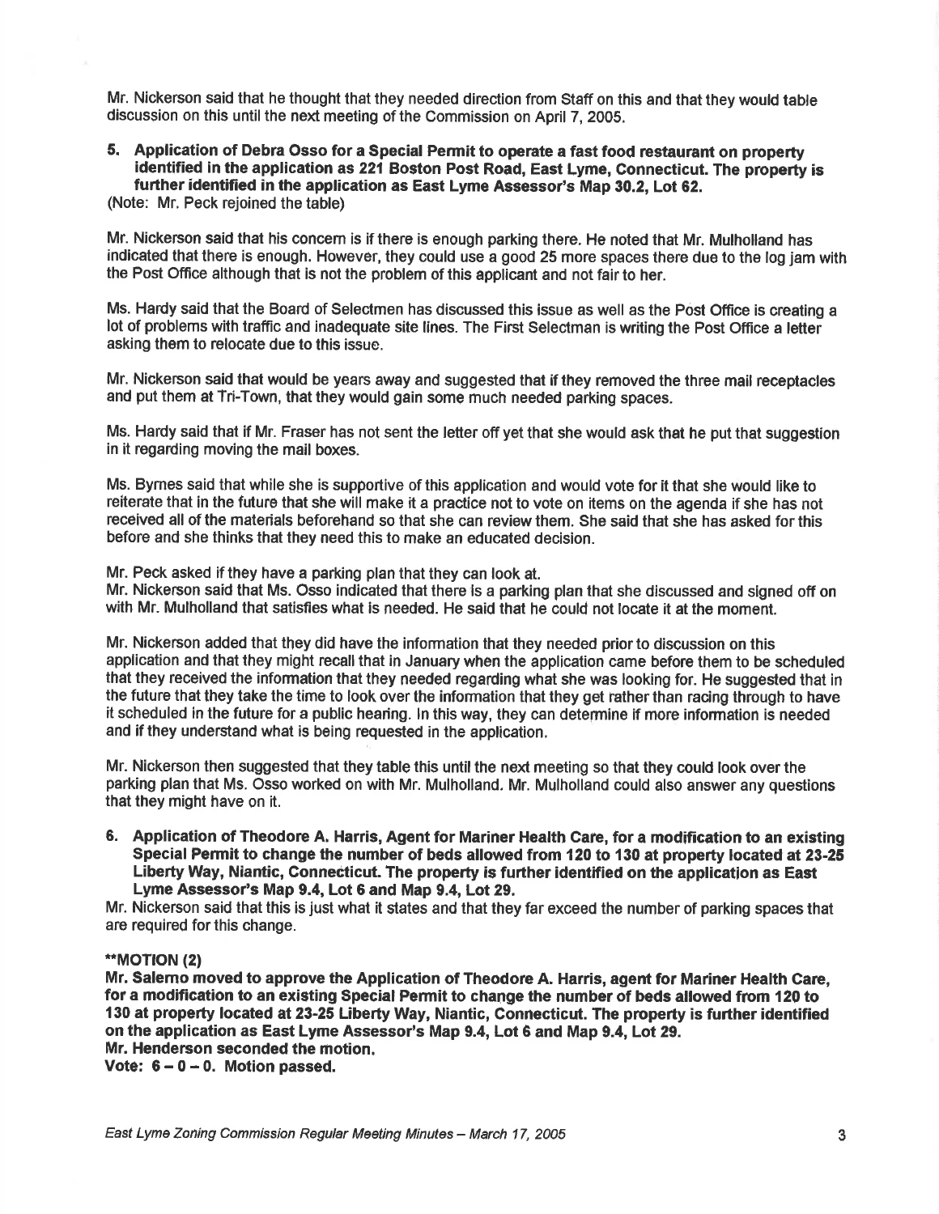Mr. Nickerson said that he thought that they needed direction from Staff on this and that they would table discussion on this until the next meeting of the Commission on April 7, 2005.

**5. Application of Debra Osso for a Special Permit to operate a fast food restaurant on property identified in the application as 221 Boston Post Road, East Lyme, Connecticut. The property is further identified in the application as East Lyme Assessor's Map 30.2, Lot 62.**

(Note: Mr. Peck rejoined the table)

Mr. Nickerson said that his concern is if there is enough parking there. He noted that Mr. Mulholland has indicated that there is enough. However, they could use a good 25 more spaces there due to the log jam with the Post Office although that is not the problem of this applicant and not fair to her.

Ms. Hardy said that the Board of Selectmen has discussed this issue as well as the Post Office is creating a lot of problems with traffic and inadequate site lines. The First Selectman is writing the Post Office a letter asking them to relocate due to this issue.

Mr. Nickerson said that would be years away and suggested that if they removed the three mail receptacles and put them at Tri-Town, that they would gain some much needed parking spaces.

Ms. Hardy said that if Mr. Fraser has not sent the letter off yet that she would ask that he put that suggestion in it regarding moving the mail boxes.

Ms. Byrnes said that while she is supportive of this application and would vote for it that she would like to reiterate that in the future that she will make it a practice not to vote on items on the agenda if she has not received all of the materials beforehand so that she can review them. She said that she has asked for this before and she thinks that they need this to make an educated decision.

Mr. Peck asked if they have a parking plan that they can look at.
Mr. Nickerson said that Ms. Osso indicated that there is a parking plan that she discussed and signed off on with Mr. Mulholland that satisfies what is needed. He said that he could not locate it at the moment.

Mr. Nickerson added that they did have the information that they needed prior to discussion on this application and that they might recall that in January when the application came before them to be scheduled that they received the information that they needed regarding what she was looking for. He suggested that in the future that they take the time to look over the information that they get rather than racing through to have it scheduled in the future for a public hearing. In this way, they can determine if more information is needed and if they understand what is being requested in the application.

Mr. Nickerson then suggested that they table this until the next meeting so that they could look over the parking plan that Ms. Osso worked on with Mr. Mulholland. Mr. Mulholland could also answer any questions that they might have on it.

**6. Application of Theodore A. Harris, Agent for Mariner Health Care, for a modification to an existing Special Permit to change the number of beds allowed from 120 to 130 at property located at 23-25 Liberty Way, Niantic, Connecticut. The property is further identified on the application as East Lyme Assessor's Map 9.4, Lot 6 and Map 9.4, Lot 29.**

Mr. Nickerson said that this is just what it states and that they far exceed the number of parking spaces that are required for this change.

**\*\*MOTION (2)**

**Mr. Salerno moved to approve the Application of Theodore A. Harris, agent for Mariner Health Care, for a modification to an existing Special Permit to change the number of beds allowed from 120 to 130 at property located at 23-25 Liberty Way, Niantic, Connecticut. The property is further identified on the application as East Lyme Assessor's Map 9.4, Lot 6 and Map 9.4, Lot 29.**
**Mr. Henderson seconded the motion.**
**Vote: 6 – 0 – 0. Motion passed.**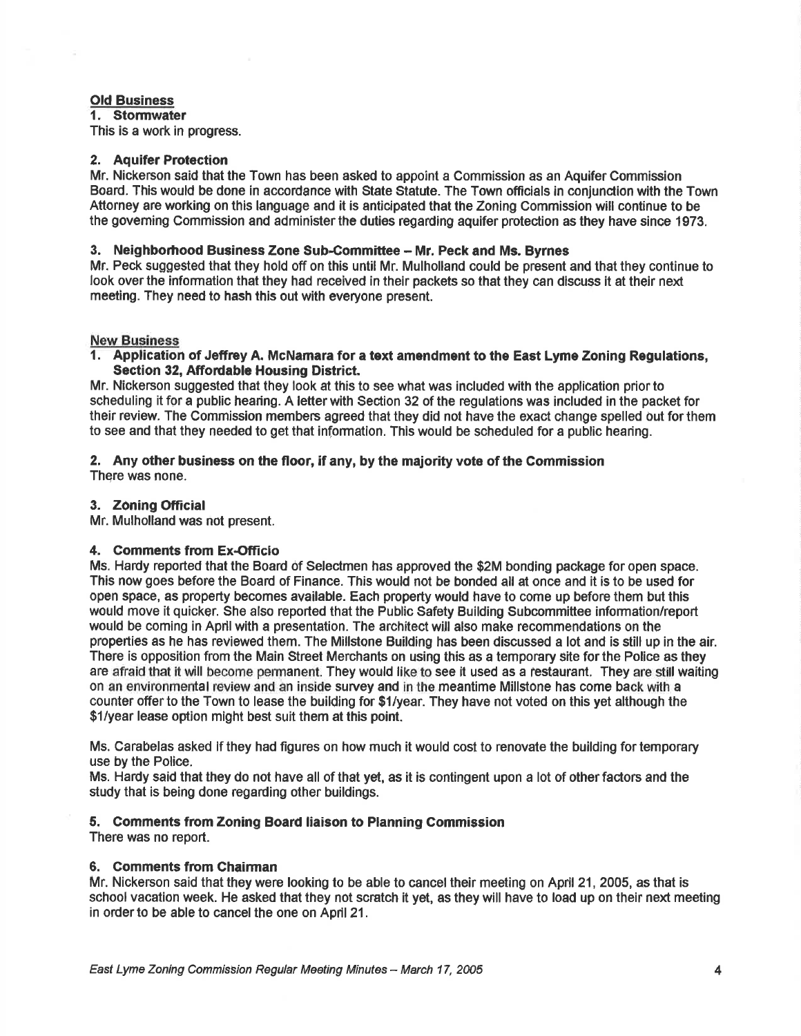## Old Business

### 1. Stormwater

This is a work in progress.

### 2. Aquifer Protection

Mr. Nickerson said that the Town has been asked to appoint a Commission as an Aquifer Commission Board. This would be done in accordance with State Statute. The Town officials in conjunction with the Town Attorney are working on this language and it is anticipated that the Zoning Commission will continue to be the governing Commission and administer the duties regarding aquifer protection as they have since 1973.

### 3. Neighborhood Business Zone Sub-Committee – Mr. Peck and Ms. Byrnes

Mr. Peck suggested that they hold off on this until Mr. Mulholland could be present and that they continue to look over the information that they had received in their packets so that they can discuss it at their next meeting. They need to hash this out with everyone present.

## New Business

### 1. Application of Jeffrey A. McNamara for a text amendment to the East Lyme Zoning Regulations, Section 32, Affordable Housing District.

Mr. Nickerson suggested that they look at this to see what was included with the application prior to scheduling it for a public hearing. A letter with Section 32 of the regulations was included in the packet for their review. The Commission members agreed that they did not have the exact change spelled out for them to see and that they needed to get that information. This would be scheduled for a public hearing.

### 2. Any other business on the floor, if any, by the majority vote of the Commission

There was none.

### 3. Zoning Official

Mr. Mulholland was not present.

### 4. Comments from Ex-Officio

Ms. Hardy reported that the Board of Selectmen has approved the $2M bonding package for open space. This now goes before the Board of Finance. This would not be bonded all at once and it is to be used for open space, as property becomes available. Each property would have to come up before them but this would move it quicker. She also reported that the Public Safety Building Subcommittee information/report would be coming in April with a presentation. The architect will also make recommendations on the properties as he has reviewed them. The Millstone Building has been discussed a lot and is still up in the air. There is opposition from the Main Street Merchants on using this as a temporary site for the Police as they are afraid that it will become permanent. They would like to see it used as a restaurant. They are still waiting on an environmental review and an inside survey and in the meantime Millstone has come back with a counter offer to the Town to lease the building for $1/year. They have not voted on this yet although the $1/year lease option might best suit them at this point.

Ms. Carabelas asked if they had figures on how much it would cost to renovate the building for temporary use by the Police.

Ms. Hardy said that they do not have all of that yet, as it is contingent upon a lot of other factors and the study that is being done regarding other buildings.

### 5. Comments from Zoning Board liaison to Planning Commission

There was no report.

### 6. Comments from Chairman

Mr. Nickerson said that they were looking to be able to cancel their meeting on April 21, 2005, as that is school vacation week. He asked that they not scratch it yet, as they will have to load up on their next meeting in order to be able to cancel the one on April 21.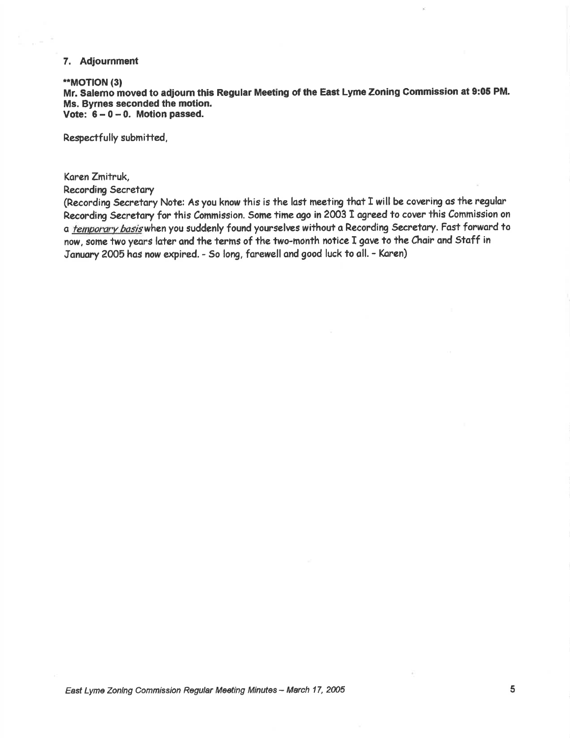## 7. Adjournment

****MOTION (3)**
**Mr. Salerno moved to adjourn this Regular Meeting of the East Lyme Zoning Commission at 9:05 PM. Ms. Byrnes seconded the motion.**
**Vote: 6 – 0 – 0. Motion passed.**

Respectfully submitted,

Karen Zmitruk,
Recording Secretary
(Recording Secretary Note: As you know this is the last meeting that I will be covering as the regular Recording Secretary for this Commission. Some time ago in 2003 I agreed to cover this Commission on a *temporary basis* when you suddenly found yourselves without a Recording Secretary. Fast forward to now, some two years later and the terms of the two-month notice I gave to the Chair and Staff in January 2005 has now expired. - So long, farewell and good luck to all. - Karen)